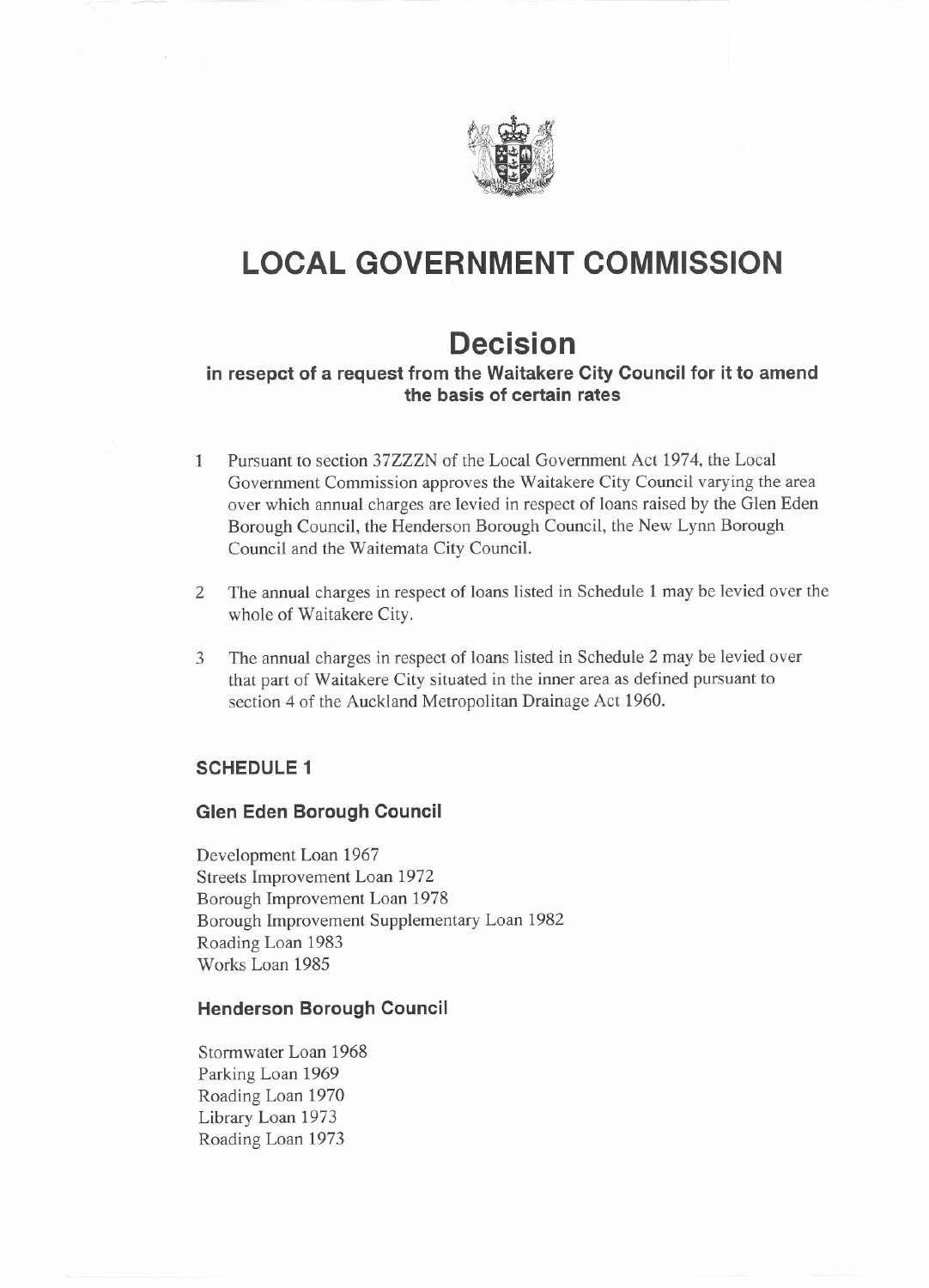# LOCAL GOVERNMENT COMMISSION

## Decision

### in resepct of a request from the Waitakere City Council for it to amend the basis of certain rates

1. Pursuant to section 37ZZZN of the Local Government Act 1974, the Local Government Commission approves the Waitakere City Council varying the area over which annual charges are levied in respect of loans raised by the Glen Eden Borough Council, the Henderson Borough Council, the New Lynn Borough Council and the Waitemata City Council.

2. The annual charges in respect of loans listed in Schedule 1 may be levied over the whole of Waitakere City.

3. The annual charges in respect of loans listed in Schedule 2 may be levied over that part of Waitakere City situated in the inner area as defined pursuant to section 4 of the Auckland Metropolitan Drainage Act 1960.

### SCHEDULE 1

#### Glen Eden Borough Council

Development Loan 1967
Streets Improvement Loan 1972
Borough Improvement Loan 1978
Borough Improvement Supplementary Loan 1982
Roading Loan 1983
Works Loan 1985

#### Henderson Borough Council

Stormwater Loan 1968
Parking Loan 1969
Roading Loan 1970
Library Loan 1973
Roading Loan 1973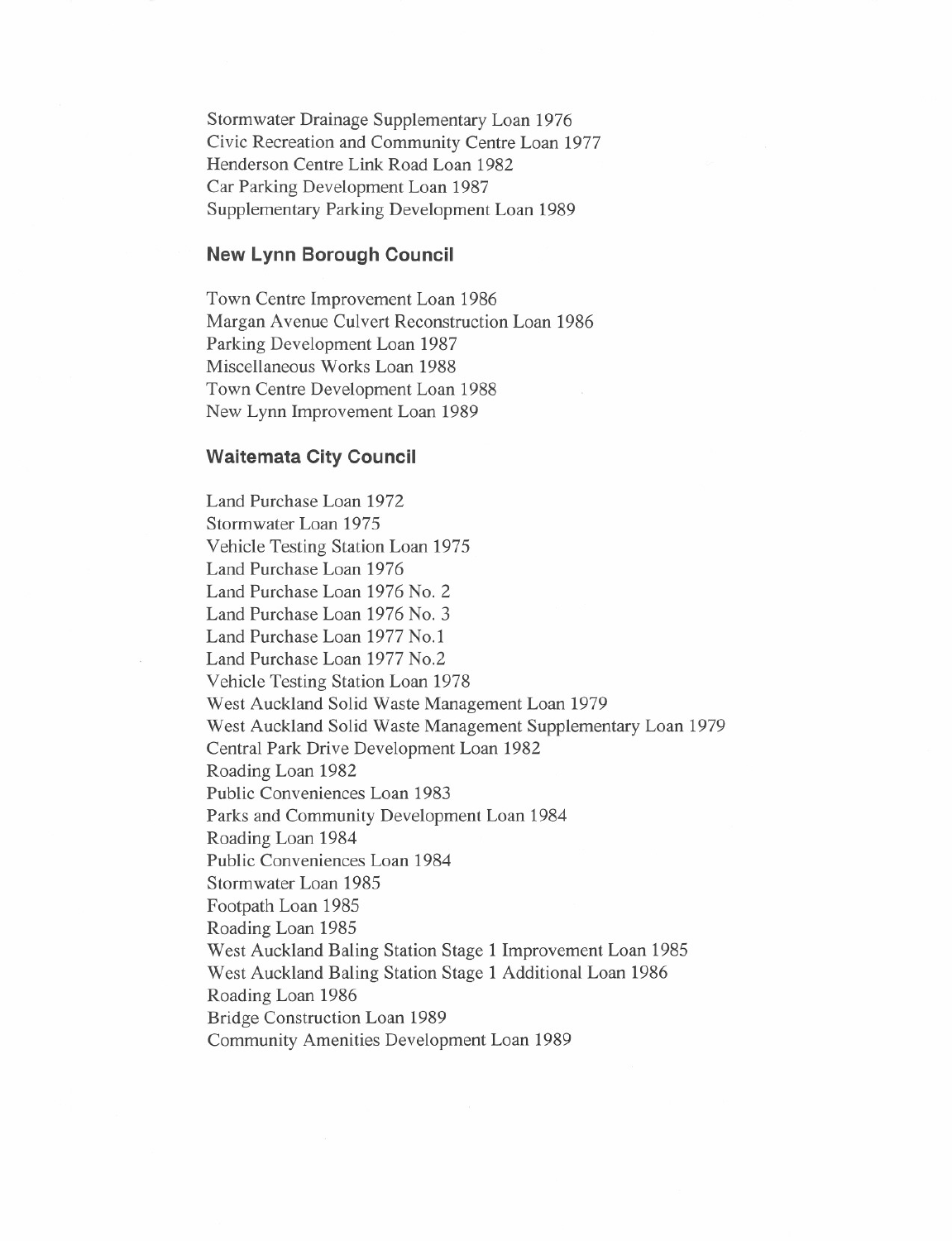Stormwater Drainage Supplementary Loan 1976
Civic Recreation and Community Centre Loan 1977
Henderson Centre Link Road Loan 1982
Car Parking Development Loan 1987
Supplementary Parking Development Loan 1989

### New Lynn Borough Council

Town Centre Improvement Loan 1986
Margan Avenue Culvert Reconstruction Loan 1986
Parking Development Loan 1987
Miscellaneous Works Loan 1988
Town Centre Development Loan 1988
New Lynn Improvement Loan 1989

### Waitemata City Council

Land Purchase Loan 1972
Stormwater Loan 1975
Vehicle Testing Station Loan 1975
Land Purchase Loan 1976
Land Purchase Loan 1976 No. 2
Land Purchase Loan 1976 No. 3
Land Purchase Loan 1977 No.1
Land Purchase Loan 1977 No.2
Vehicle Testing Station Loan 1978
West Auckland Solid Waste Management Loan 1979
West Auckland Solid Waste Management Supplementary Loan 1979
Central Park Drive Development Loan 1982
Roading Loan 1982
Public Conveniences Loan 1983
Parks and Community Development Loan 1984
Roading Loan 1984
Public Conveniences Loan 1984
Stormwater Loan 1985
Footpath Loan 1985
Roading Loan 1985
West Auckland Baling Station Stage 1 Improvement Loan 1985
West Auckland Baling Station Stage 1 Additional Loan 1986
Roading Loan 1986
Bridge Construction Loan 1989
Community Amenities Development Loan 1989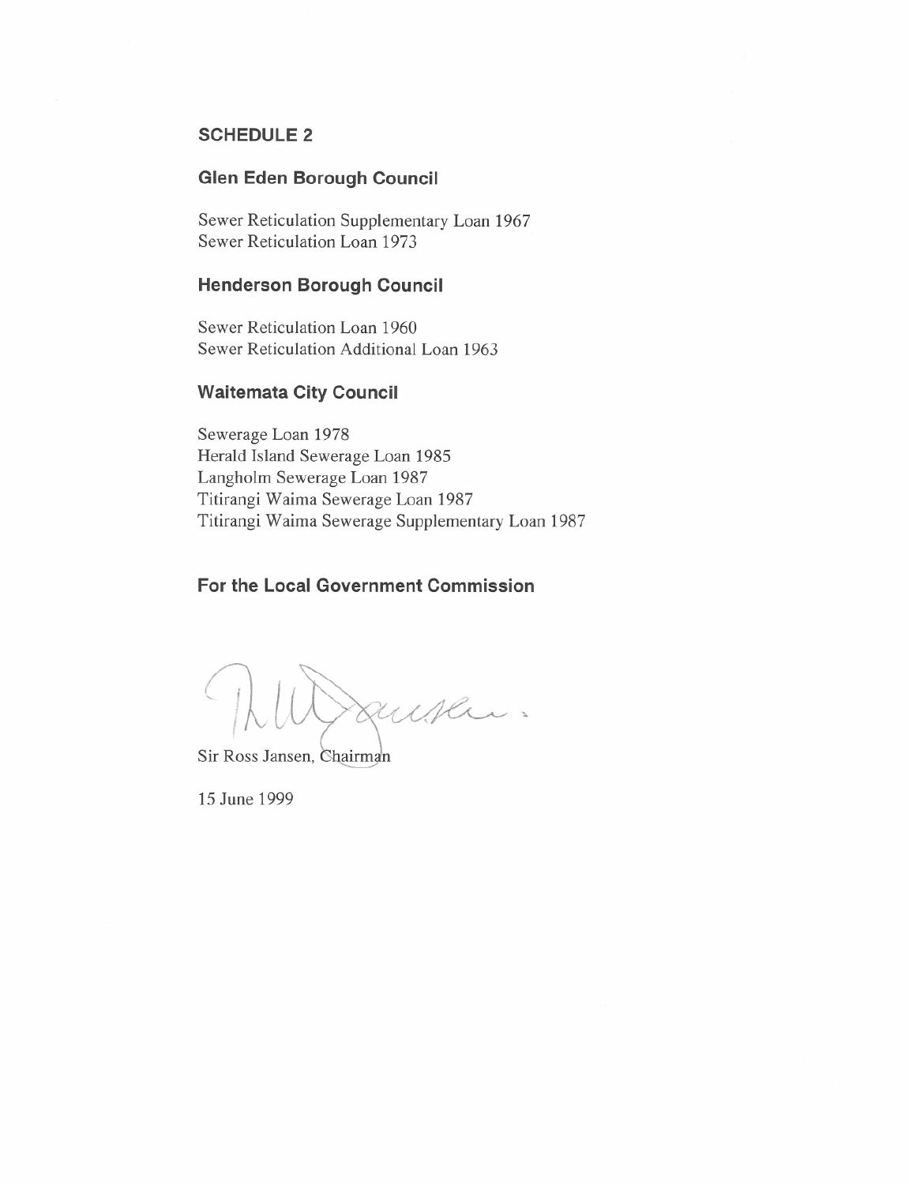## SCHEDULE 2

### Glen Eden Borough Council

Sewer Reticulation Supplementary Loan 1967
Sewer Reticulation Loan 1973

### Henderson Borough Council

Sewer Reticulation Loan 1960
Sewer Reticulation Additional Loan 1963

### Waitemata City Council

Sewerage Loan 1978
Herald Island Sewerage Loan 1985
Langholm Sewerage Loan 1987
Titirangi Waima Sewerage Loan 1987
Titirangi Waima Sewerage Supplementary Loan 1987

### For the Local Government Commission

Sir Ross Jansen, Chairman

15 June 1999